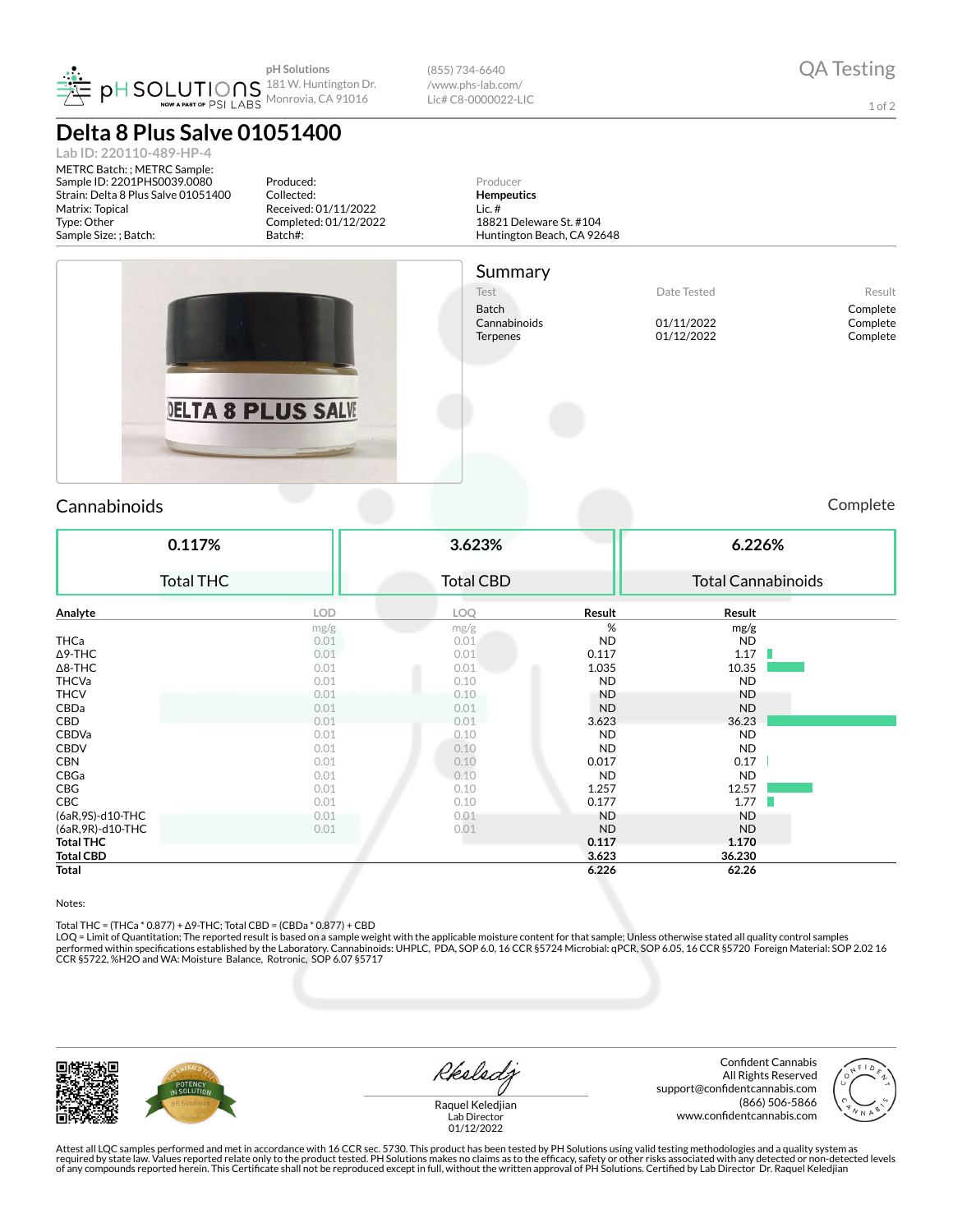pH Solutions
181 W. Huntington Dr.
Monrovia, CA 91016

(855) 734-6640
/www.phs-lab.com/
Lic# C8-0000022-LIC

QA Testing

# Delta 8 Plus Salve 01051400

Lab ID: 220110-489-HP-4

METRC Batch: ; METRC Sample:
Sample ID: 2201PHS0039.0080
Strain: Delta 8 Plus Salve 01051400
Matrix: Topical
Type: Other
Sample Size: ; Batch:

Produced:
Collected:
Received: 01/11/2022
Completed: 01/12/2022
Batch#:

Producer
**Hempeutics**
Lic. #
18821 Deleware St. #104
Huntington Beach, CA 92648

## Summary

| Test | Date Tested | Result |
|---|---|---|
| Batch | | Complete |
| Cannabinoids | 01/11/2022 | Complete |
| Terpenes | 01/12/2022 | Complete |

## Cannabinoids

Complete

| 0.117% | 3.623% | 6.226% |
|---|---|---|
| Total THC | Total CBD | Total Cannabinoids |

| Analyte | LOD | LOQ | Result | Result |
|---|---|---|---|---|
| | mg/g | mg/g | % | mg/g |
| THCa | 0.01 | 0.01 | ND | ND |
| Δ9-THC | 0.01 | 0.01 | 0.117 | 1.17 |
| Δ8-THC | 0.01 | 0.01 | 1.035 | 10.35 |
| THCVa | 0.01 | 0.10 | ND | ND |
| THCV | 0.01 | 0.10 | ND | ND |
| CBDa | 0.01 | 0.01 | ND | ND |
| CBD | 0.01 | 0.01 | 3.623 | 36.23 |
| CBDVa | 0.01 | 0.10 | ND | ND |
| CBDV | 0.01 | 0.10 | ND | ND |
| CBN | 0.01 | 0.10 | 0.017 | 0.17 |
| CBGa | 0.01 | 0.10 | ND | ND |
| CBG | 0.01 | 0.10 | 1.257 | 12.57 |
| CBC | 0.01 | 0.10 | 0.177 | 1.77 |
| (6aR,9S)-d10-THC | 0.01 | 0.01 | ND | ND |
| (6aR,9R)-d10-THC | 0.01 | 0.01 | ND | ND |
| **Total THC** | | | **0.117** | **1.170** |
| **Total CBD** | | | **3.623** | **36.230** |
| **Total** | | | **6.226** | **62.26** |

Notes:

Total THC = (THCa * 0.877) + Δ9-THC; Total CBD = (CBDa * 0.877) + CBD
LOQ = Limit of Quantitation; The reported result is based on a sample weight with the applicable moisture content for that sample; Unless otherwise stated all quality control samples performed within specifications established by the Laboratory. Cannabinoids: UHPLC, PDA, SOP 6.0, 16 CCR §5724 Microbial: qPCR, SOP 6.05, 16 CCR §5720 Foreign Material: SOP 2.02 16 CCR §5722, %H2O and WA: Moisture Balance, Rotronic, SOP 6.07 §5717

Raquel Keledjian
Lab Director
01/12/2022

Confident Cannabis
All Rights Reserved
support@confidentcannabis.com
(866) 506-5866
www.confidentcannabis.com

Attest all LQC samples performed and met in accordance with 16 CCR sec. 5730. This product has been tested by PH Solutions using valid testing methodologies and a quality system as required by state law. Values reported relate only to the product tested. PH Solutions makes no claims as to the efficacy, safety or other risks associated with any detected or non-detected levels of any compounds reported herein. This Certificate shall not be reproduced except in full, without the written approval of PH Solutions. Certified by Lab Director Dr. Raquel Keledjian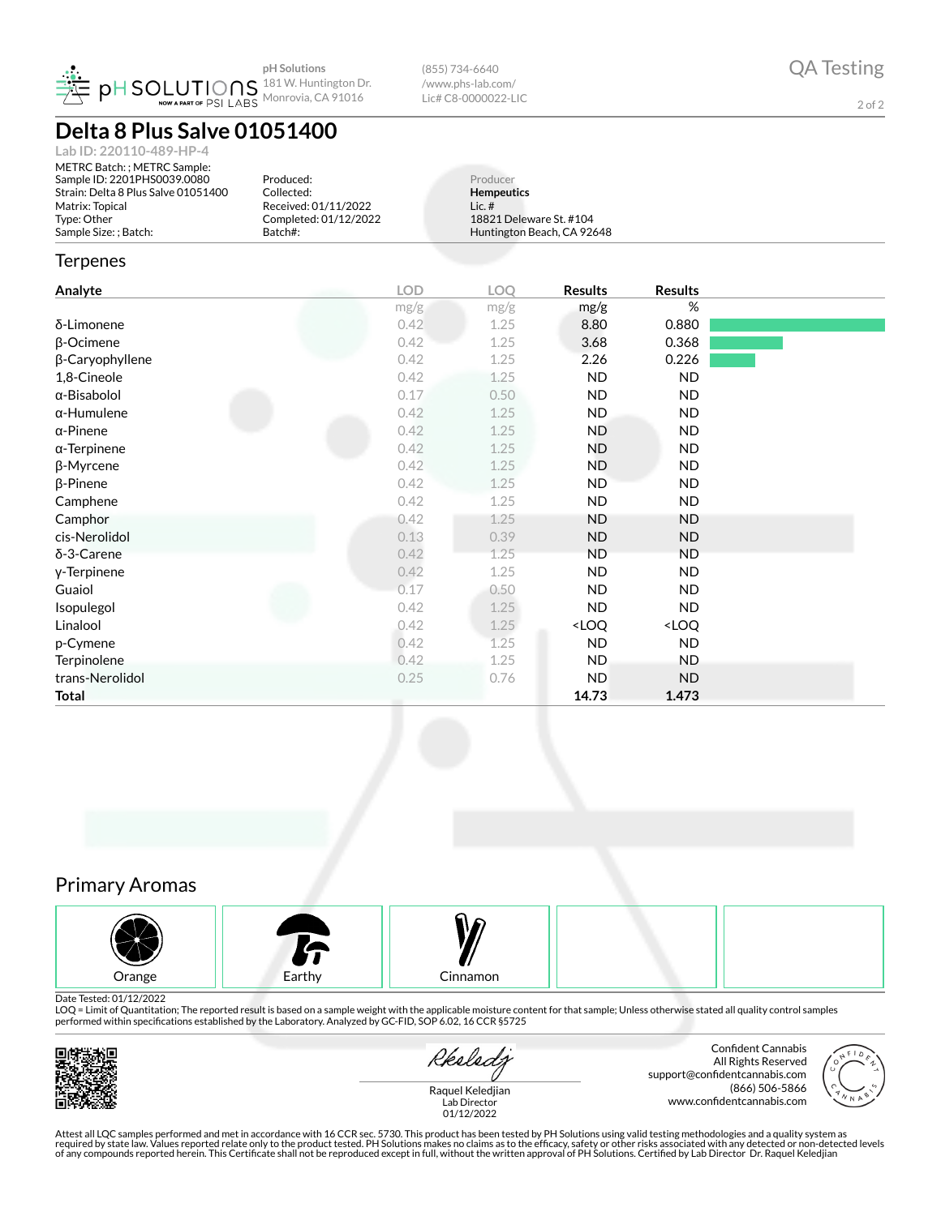pH SOLUTIONS NOW A PART OF PSI LABS

pH Solutions
181 W. Huntington Dr.
Monrovia, CA 91016

(855) 734-6640
/www.phs-lab.com/
Lic# C8-0000022-LIC

QA Testing

# Delta 8 Plus Salve 01051400

Lab ID: 220110-489-HP-4

METRC Batch: ; METRC Sample:
Sample ID: 2201PHS0039.0080
Strain: Delta 8 Plus Salve 01051400
Matrix: Topical
Type: Other
Sample Size: ; Batch:

Produced:
Collected:
Received: 01/11/2022
Completed: 01/12/2022
Batch#:

Producer
**Hempeutics**
Lic. #
18821 Deleware St. #104
Huntington Beach, CA 92648

## Terpenes

| Analyte | LOD | LOQ | Results | Results |
|---|---|---|---|---|
| | mg/g | mg/g | mg/g | % |
| δ-Limonene | 0.42 | 1.25 | 8.80 | 0.880 |
| β-Ocimene | 0.42 | 1.25 | 3.68 | 0.368 |
| β-Caryophyllene | 0.42 | 1.25 | 2.26 | 0.226 |
| 1,8-Cineole | 0.42 | 1.25 | ND | ND |
| α-Bisabolol | 0.17 | 0.50 | ND | ND |
| α-Humulene | 0.42 | 1.25 | ND | ND |
| α-Pinene | 0.42 | 1.25 | ND | ND |
| α-Terpinene | 0.42 | 1.25 | ND | ND |
| β-Myrcene | 0.42 | 1.25 | ND | ND |
| β-Pinene | 0.42 | 1.25 | ND | ND |
| Camphene | 0.42 | 1.25 | ND | ND |
| Camphor | 0.42 | 1.25 | ND | ND |
| cis-Nerolidol | 0.13 | 0.39 | ND | ND |
| δ-3-Carene | 0.42 | 1.25 | ND | ND |
| γ-Terpinene | 0.42 | 1.25 | ND | ND |
| Guaiol | 0.17 | 0.50 | ND | ND |
| Isopulegol | 0.42 | 1.25 | ND | ND |
| Linalool | 0.42 | 1.25 | <LOQ | <LOQ |
| p-Cymene | 0.42 | 1.25 | ND | ND |
| Terpinolene | 0.42 | 1.25 | ND | ND |
| trans-Nerolidol | 0.25 | 0.76 | ND | ND |
| **Total** | | | **14.73** | **1.473** |

## Primary Aromas

Orange
Earthy
Cinnamon

Date Tested: 01/12/2022
LOQ = Limit of Quantitation; The reported result is based on a sample weight with the applicable moisture content for that sample; Unless otherwise stated all quality control samples performed within specifications established by the Laboratory. Analyzed by GC-FID, SOP 6.02, 16 CCR §5725

Raquel Keledjian
Lab Director
01/12/2022

Confident Cannabis
All Rights Reserved
support@confidentcannabis.com
(866) 506-5866
www.confidentcannabis.com

Attest all LQC samples performed and met in accordance with 16 CCR sec. 5730. This product has been tested by PH Solutions using valid testing methodologies and a quality system as required by state law. Values reported relate only to the product tested. PH Solutions makes no claims as to the efficacy, safety or other risks associated with any detected or non-detected levels of any compounds reported herein. This Certificate shall not be reproduced except in full, without the written approval of PH Solutions. Certified by Lab Director Dr. Raquel Keledjian